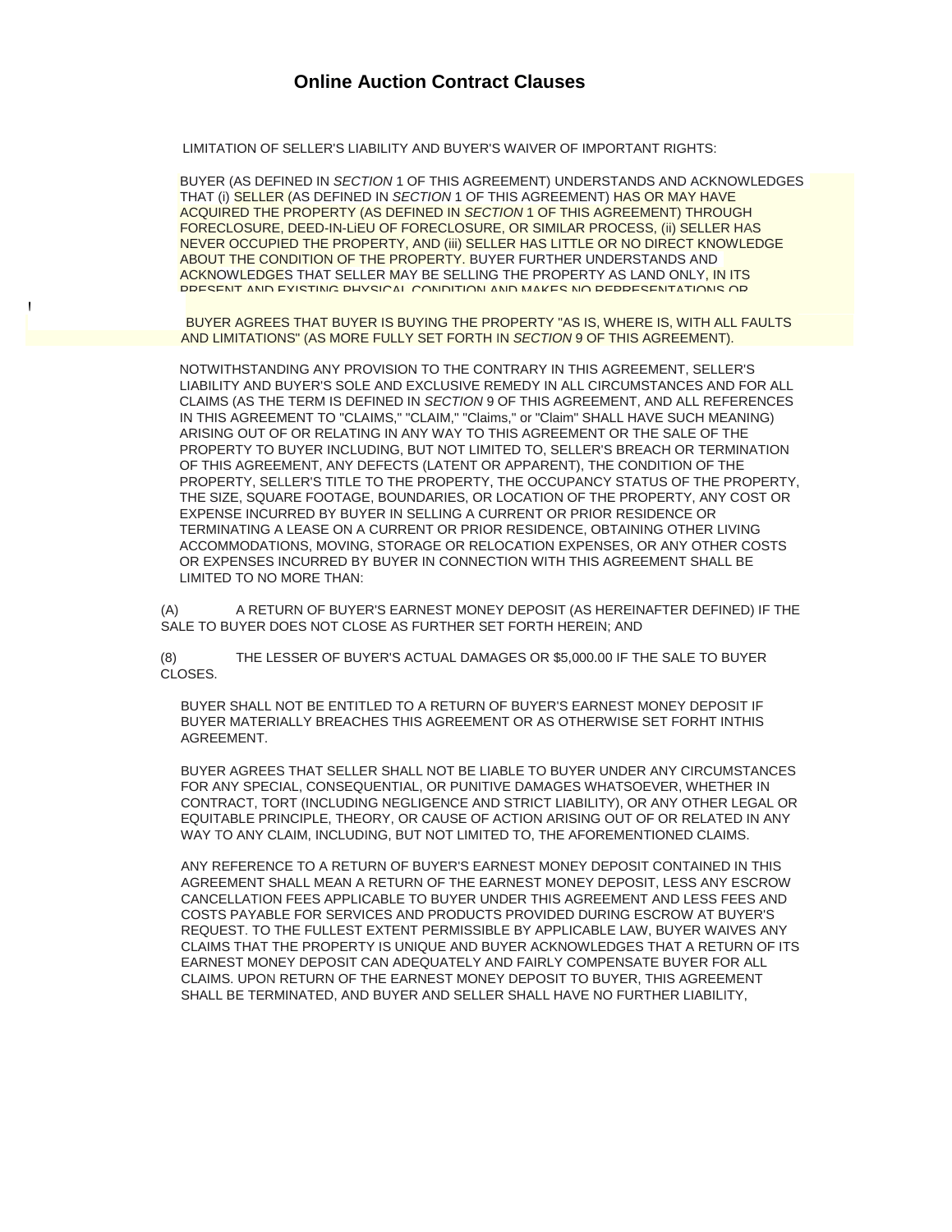# Online Auction Contract Clauses

LIMITATION OF SELLER'S LIABILITY AND BUYER'S WAIVER OF IMPORTANT RIGHTS:

BUYER (AS DEFINED IN *SECTION* 1 OF THIS AGREEMENT) UNDERSTANDS AND ACKNOWLEDGES THAT (i) SELLER (AS DEFINED IN *SECTION* 1 OF THIS AGREEMENT) HAS OR MAY HAVE ACQUIRED THE PROPERTY (AS DEFINED IN *SECTION* 1 OF THIS AGREEMENT) THROUGH FORECLOSURE, DEED-IN-LiEU OF FORECLOSURE, OR SIMILAR PROCESS, (ii) SELLER HAS NEVER OCCUPIED THE PROPERTY, AND (iii) SELLER HAS LITTLE OR NO DIRECT KNOWLEDGE ABOUT THE CONDITION OF THE PROPERTY. BUYER FURTHER UNDERSTANDS AND ACKNOWLEDGES THAT SELLER MAY BE SELLING THE PROPERTY AS LAND ONLY, IN ITS PRESENT AND EXISTING PHYSICAL CONDITION AND MAKES NO REPRESENTATIONS OR

BUYER AGREES THAT BUYER IS BUYING THE PROPERTY "AS IS, WHERE IS, WITH ALL FAULTS AND LIMITATIONS" (AS MORE FULLY SET FORTH IN *SECTION* 9 OF THIS AGREEMENT).

NOTWITHSTANDING ANY PROVISION TO THE CONTRARY IN THIS AGREEMENT, SELLER'S LIABILITY AND BUYER'S SOLE AND EXCLUSIVE REMEDY IN ALL CIRCUMSTANCES AND FOR ALL CLAIMS (AS THE TERM IS DEFINED IN *SECTION* 9 OF THIS AGREEMENT, AND ALL REFERENCES IN THIS AGREEMENT TO "CLAIMS," "CLAIM," "Claims," or "Claim" SHALL HAVE SUCH MEANING) ARISING OUT OF OR RELATING IN ANY WAY TO THIS AGREEMENT OR THE SALE OF THE PROPERTY TO BUYER INCLUDING, BUT NOT LIMITED TO, SELLER'S BREACH OR TERMINATION OF THIS AGREEMENT, ANY DEFECTS (LATENT OR APPARENT), THE CONDITION OF THE PROPERTY, SELLER'S TITLE TO THE PROPERTY, THE OCCUPANCY STATUS OF THE PROPERTY, THE SIZE, SQUARE FOOTAGE, BOUNDARIES, OR LOCATION OF THE PROPERTY, ANY COST OR EXPENSE INCURRED BY BUYER IN SELLING A CURRENT OR PRIOR RESIDENCE OR TERMINATING A LEASE ON A CURRENT OR PRIOR RESIDENCE, OBTAINING OTHER LIVING ACCOMMODATIONS, MOVING, STORAGE OR RELOCATION EXPENSES, OR ANY OTHER COSTS OR EXPENSES INCURRED BY BUYER IN CONNECTION WITH THIS AGREEMENT SHALL BE LIMITED TO NO MORE THAN:

(A) A RETURN OF BUYER'S EARNEST MONEY DEPOSIT (AS HEREINAFTER DEFINED) IF THE SALE TO BUYER DOES NOT CLOSE AS FURTHER SET FORTH HEREIN; AND

(8) THE LESSER OF BUYER'S ACTUAL DAMAGES OR $5,000.00 IF THE SALE TO BUYER CLOSES.

BUYER SHALL NOT BE ENTITLED TO A RETURN OF BUYER'S EARNEST MONEY DEPOSIT IF BUYER MATERIALLY BREACHES THIS AGREEMENT OR AS OTHERWISE SET FORHT INTHIS AGREEMENT.

BUYER AGREES THAT SELLER SHALL NOT BE LIABLE TO BUYER UNDER ANY CIRCUMSTANCES FOR ANY SPECIAL, CONSEQUENTIAL, OR PUNITIVE DAMAGES WHATSOEVER, WHETHER IN CONTRACT, TORT (INCLUDING NEGLIGENCE AND STRICT LIABILITY), OR ANY OTHER LEGAL OR EQUITABLE PRINCIPLE, THEORY, OR CAUSE OF ACTION ARISING OUT OF OR RELATED IN ANY WAY TO ANY CLAIM, INCLUDING, BUT NOT LIMITED TO, THE AFOREMENTIONED CLAIMS.

ANY REFERENCE TO A RETURN OF BUYER'S EARNEST MONEY DEPOSIT CONTAINED IN THIS AGREEMENT SHALL MEAN A RETURN OF THE EARNEST MONEY DEPOSIT, LESS ANY ESCROW CANCELLATION FEES APPLICABLE TO BUYER UNDER THIS AGREEMENT AND LESS FEES AND COSTS PAYABLE FOR SERVICES AND PRODUCTS PROVIDED DURING ESCROW AT BUYER'S REQUEST. TO THE FULLEST EXTENT PERMISSIBLE BY APPLICABLE LAW, BUYER WAIVES ANY CLAIMS THAT THE PROPERTY IS UNIQUE AND BUYER ACKNOWLEDGES THAT A RETURN OF ITS EARNEST MONEY DEPOSIT CAN ADEQUATELY AND FAIRLY COMPENSATE BUYER FOR ALL CLAIMS. UPON RETURN OF THE EARNEST MONEY DEPOSIT TO BUYER, THIS AGREEMENT SHALL BE TERMINATED, AND BUYER AND SELLER SHALL HAVE NO FURTHER LIABILITY,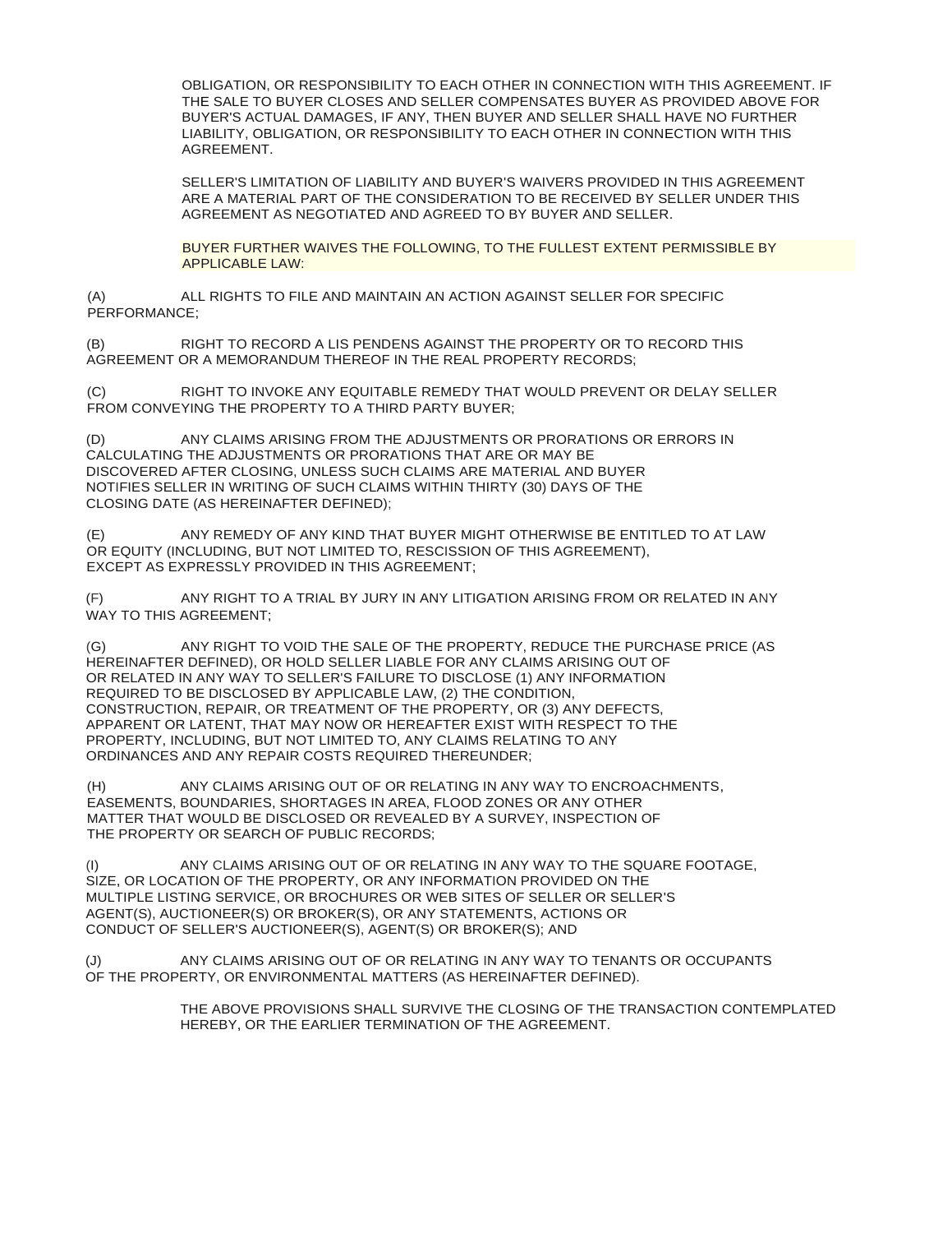OBLIGATION, OR RESPONSIBILITY TO EACH OTHER IN CONNECTION WITH THIS AGREEMENT. IF THE SALE TO BUYER CLOSES AND SELLER COMPENSATES BUYER AS PROVIDED ABOVE FOR BUYER'S ACTUAL DAMAGES, IF ANY, THEN BUYER AND SELLER SHALL HAVE NO FURTHER LIABILITY, OBLIGATION, OR RESPONSIBILITY TO EACH OTHER IN CONNECTION WITH THIS AGREEMENT.

SELLER'S LIMITATION OF LIABILITY AND BUYER'S WAIVERS PROVIDED IN THIS AGREEMENT ARE A MATERIAL PART OF THE CONSIDERATION TO BE RECEIVED BY SELLER UNDER THIS AGREEMENT AS NEGOTIATED AND AGREED TO BY BUYER AND SELLER.

BUYER FURTHER WAIVES THE FOLLOWING, TO THE FULLEST EXTENT PERMISSIBLE BY APPLICABLE LAW:

(A) ALL RIGHTS TO FILE AND MAINTAIN AN ACTION AGAINST SELLER FOR SPECIFIC PERFORMANCE;

(B) RIGHT TO RECORD A LIS PENDENS AGAINST THE PROPERTY OR TO RECORD THIS AGREEMENT OR A MEMORANDUM THEREOF IN THE REAL PROPERTY RECORDS;

(C) RIGHT TO INVOKE ANY EQUITABLE REMEDY THAT WOULD PREVENT OR DELAY SELLER FROM CONVEYING THE PROPERTY TO A THIRD PARTY BUYER;

(D) ANY CLAIMS ARISING FROM THE ADJUSTMENTS OR PRORATIONS OR ERRORS IN CALCULATING THE ADJUSTMENTS OR PRORATIONS THAT ARE OR MAY BE DISCOVERED AFTER CLOSING, UNLESS SUCH CLAIMS ARE MATERIAL AND BUYER NOTIFIES SELLER IN WRITING OF SUCH CLAIMS WITHIN THIRTY (30) DAYS OF THE CLOSING DATE (AS HEREINAFTER DEFINED);

(E) ANY REMEDY OF ANY KIND THAT BUYER MIGHT OTHERWISE BE ENTITLED TO AT LAW OR EQUITY (INCLUDING, BUT NOT LIMITED TO, RESCISSION OF THIS AGREEMENT), EXCEPT AS EXPRESSLY PROVIDED IN THIS AGREEMENT;

(F) ANY RIGHT TO A TRIAL BY JURY IN ANY LITIGATION ARISING FROM OR RELATED IN ANY WAY TO THIS AGREEMENT;

(G) ANY RIGHT TO VOID THE SALE OF THE PROPERTY, REDUCE THE PURCHASE PRICE (AS HEREINAFTER DEFINED), OR HOLD SELLER LIABLE FOR ANY CLAIMS ARISING OUT OF OR RELATED IN ANY WAY TO SELLER'S FAILURE TO DISCLOSE (1) ANY INFORMATION REQUIRED TO BE DISCLOSED BY APPLICABLE LAW, (2) THE CONDITION, CONSTRUCTION, REPAIR, OR TREATMENT OF THE PROPERTY, OR (3) ANY DEFECTS, APPARENT OR LATENT, THAT MAY NOW OR HEREAFTER EXIST WITH RESPECT TO THE PROPERTY, INCLUDING, BUT NOT LIMITED TO, ANY CLAIMS RELATING TO ANY ORDINANCES AND ANY REPAIR COSTS REQUIRED THEREUNDER;

(H) ANY CLAIMS ARISING OUT OF OR RELATING IN ANY WAY TO ENCROACHMENTS, EASEMENTS, BOUNDARIES, SHORTAGES IN AREA, FLOOD ZONES OR ANY OTHER MATTER THAT WOULD BE DISCLOSED OR REVEALED BY A SURVEY, INSPECTION OF THE PROPERTY OR SEARCH OF PUBLIC RECORDS;

(I) ANY CLAIMS ARISING OUT OF OR RELATING IN ANY WAY TO THE SQUARE FOOTAGE, SIZE, OR LOCATION OF THE PROPERTY, OR ANY INFORMATION PROVIDED ON THE MULTIPLE LISTING SERVICE, OR BROCHURES OR WEB SITES OF SELLER OR SELLER'S AGENT(S), AUCTIONEER(S) OR BROKER(S), OR ANY STATEMENTS, ACTIONS OR CONDUCT OF SELLER'S AUCTIONEER(S), AGENT(S) OR BROKER(S); AND

(J) ANY CLAIMS ARISING OUT OF OR RELATING IN ANY WAY TO TENANTS OR OCCUPANTS OF THE PROPERTY, OR ENVIRONMENTAL MATTERS (AS HEREINAFTER DEFINED).

THE ABOVE PROVISIONS SHALL SURVIVE THE CLOSING OF THE TRANSACTION CONTEMPLATED HEREBY, OR THE EARLIER TERMINATION OF THE AGREEMENT.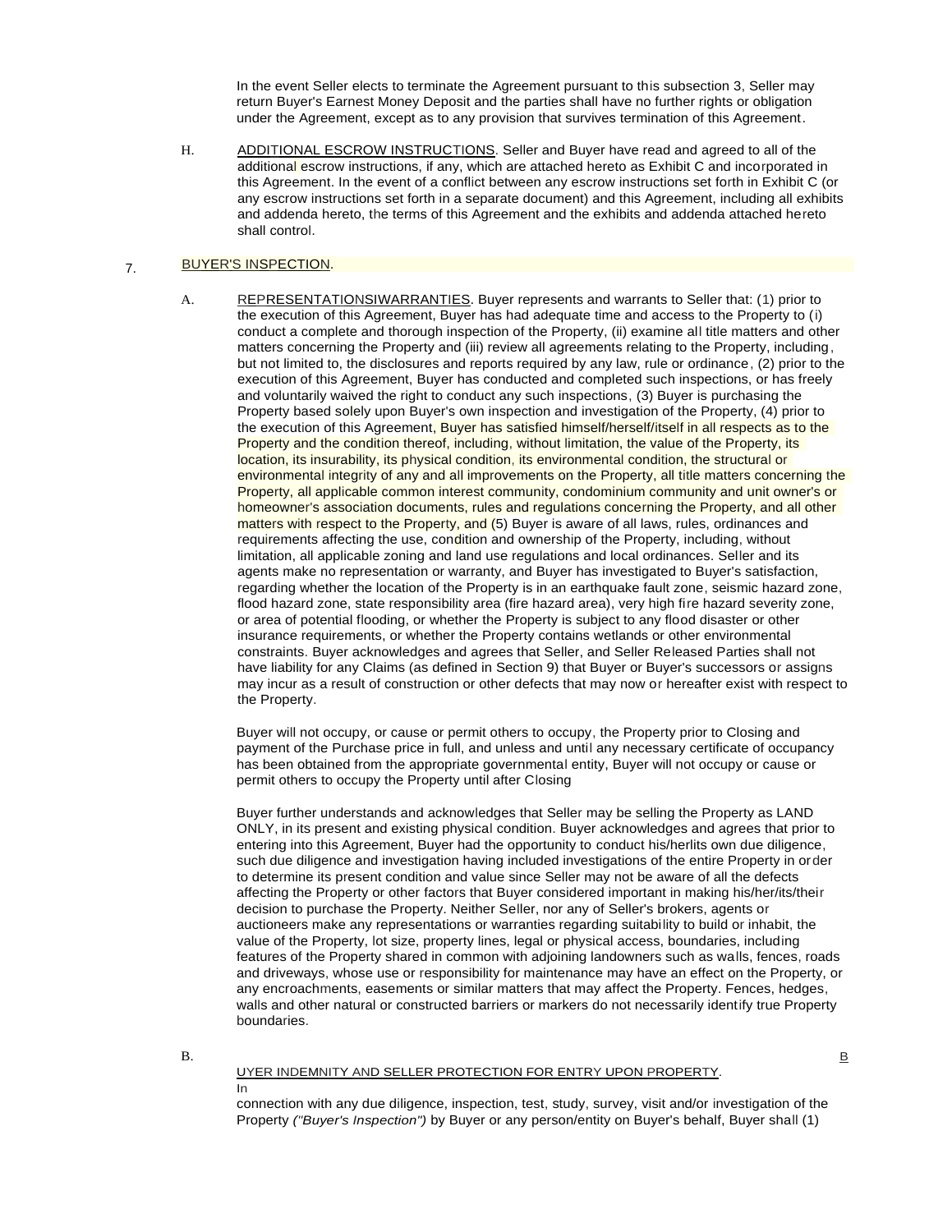In the event Seller elects to terminate the Agreement pursuant to this subsection 3, Seller may return Buyer's Earnest Money Deposit and the parties shall have no further rights or obligation under the Agreement, except as to any provision that survives termination of this Agreement.

H. ADDITIONAL ESCROW INSTRUCTIONS. Seller and Buyer have read and agreed to all of the additional escrow instructions, if any, which are attached hereto as Exhibit C and incorporated in this Agreement. In the event of a conflict between any escrow instructions set forth in Exhibit C (or any escrow instructions set forth in a separate document) and this Agreement, including all exhibits and addenda hereto, the terms of this Agreement and the exhibits and addenda attached hereto shall control.

## 7. BUYER'S INSPECTION.

A. REPRESENTATIONSIWARRANTIES. Buyer represents and warrants to Seller that: (1) prior to the execution of this Agreement, Buyer has had adequate time and access to the Property to (i) conduct a complete and thorough inspection of the Property, (ii) examine all title matters and other matters concerning the Property and (iii) review all agreements relating to the Property, including, but not limited to, the disclosures and reports required by any law, rule or ordinance, (2) prior to the execution of this Agreement, Buyer has conducted and completed such inspections, or has freely and voluntarily waived the right to conduct any such inspections, (3) Buyer is purchasing the Property based solely upon Buyer's own inspection and investigation of the Property, (4) prior to the execution of this Agreement, Buyer has satisfied himself/herself/itself in all respects as to the Property and the condition thereof, including, without limitation, the value of the Property, its location, its insurability, its physical condition, its environmental condition, the structural or environmental integrity of any and all improvements on the Property, all title matters concerning the Property, all applicable common interest community, condominium community and unit owner's or homeowner's association documents, rules and regulations concerning the Property, and all other matters with respect to the Property, and (5) Buyer is aware of all laws, rules, ordinances and requirements affecting the use, condition and ownership of the Property, including, without limitation, all applicable zoning and land use regulations and local ordinances. Seller and its agents make no representation or warranty, and Buyer has investigated to Buyer's satisfaction, regarding whether the location of the Property is in an earthquake fault zone, seismic hazard zone, flood hazard zone, state responsibility area (fire hazard area), very high fire hazard severity zone, or area of potential flooding, or whether the Property is subject to any flood disaster or other insurance requirements, or whether the Property contains wetlands or other environmental constraints. Buyer acknowledges and agrees that Seller, and Seller Released Parties shall not have liability for any Claims (as defined in Section 9) that Buyer or Buyer's successors or assigns may incur as a result of construction or other defects that may now or hereafter exist with respect to the Property.

Buyer will not occupy, or cause or permit others to occupy, the Property prior to Closing and payment of the Purchase price in full, and unless and until any necessary certificate of occupancy has been obtained from the appropriate governmental entity, Buyer will not occupy or cause or permit others to occupy the Property until after Closing

Buyer further understands and acknowledges that Seller may be selling the Property as LAND ONLY, in its present and existing physical condition. Buyer acknowledges and agrees that prior to entering into this Agreement, Buyer had the opportunity to conduct his/her/its own due diligence, such due diligence and investigation having included investigations of the entire Property in order to determine its present condition and value since Seller may not be aware of all the defects affecting the Property or other factors that Buyer considered important in making his/her/its/their decision to purchase the Property. Neither Seller, nor any of Seller's brokers, agents or auctioneers make any representations or warranties regarding suitability to build or inhabit, the value of the Property, lot size, property lines, legal or physical access, boundaries, including features of the Property shared in common with adjoining landowners such as walls, fences, roads and driveways, whose use or responsibility for maintenance may have an effect on the Property, or any encroachments, easements or similar matters that may affect the Property. Fences, hedges, walls and other natural or constructed barriers or markers do not necessarily identify true Property boundaries.

B. BUYER INDEMNITY AND SELLER PROTECTION FOR ENTRY UPON PROPERTY. In connection with any due diligence, inspection, test, study, survey, visit and/or investigation of the Property *("Buyer's Inspection")* by Buyer or any person/entity on Buyer's behalf, Buyer shall (1)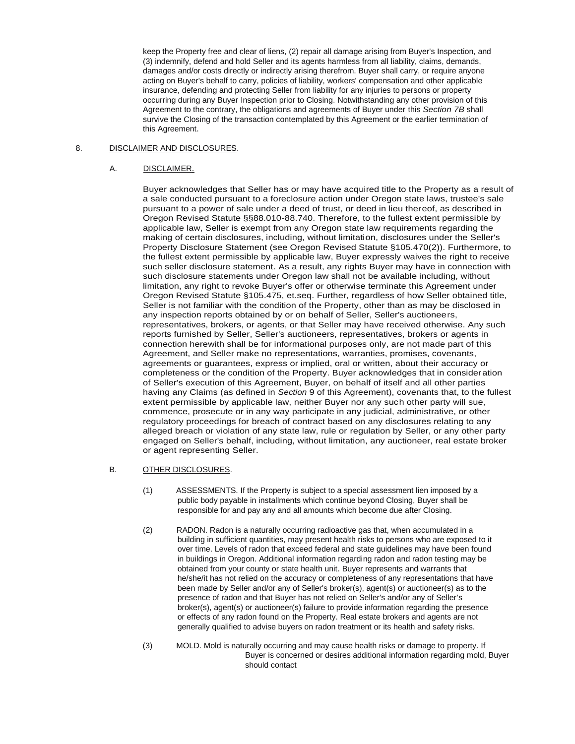keep the Property free and clear of liens, (2) repair all damage arising from Buyer's Inspection, and (3) indemnify, defend and hold Seller and its agents harmless from all liability, claims, demands, damages and/or costs directly or indirectly arising therefrom. Buyer shall carry, or require anyone acting on Buyer's behalf to carry, policies of liability, workers' compensation and other applicable insurance, defending and protecting Seller from liability for any injuries to persons or property occurring during any Buyer Inspection prior to Closing. Notwithstanding any other provision of this Agreement to the contrary, the obligations and agreements of Buyer under this *Section 7B* shall survive the Closing of the transaction contemplated by this Agreement or the earlier termination of this Agreement.

8. <u>DISCLAIMER AND DISCLOSURES</u>.

A. <u>DISCLAIMER.</u>

Buyer acknowledges that Seller has or may have acquired title to the Property as a result of a sale conducted pursuant to a foreclosure action under Oregon state laws, trustee's sale pursuant to a power of sale under a deed of trust, or deed in lieu thereof, as described in Oregon Revised Statute §§88.010-88.740. Therefore, to the fullest extent permissible by applicable law, Seller is exempt from any Oregon state law requirements regarding the making of certain disclosures, including, without limitation, disclosures under the Seller's Property Disclosure Statement (see Oregon Revised Statute §105.470(2)). Furthermore, to the fullest extent permissible by applicable law, Buyer expressly waives the right to receive such seller disclosure statement. As a result, any rights Buyer may have in connection with such disclosure statements under Oregon law shall not be available including, without limitation, any right to revoke Buyer's offer or otherwise terminate this Agreement under Oregon Revised Statute §105.475, et.seq. Further, regardless of how Seller obtained title, Seller is not familiar with the condition of the Property, other than as may be disclosed in any inspection reports obtained by or on behalf of Seller, Seller's auctioneers, representatives, brokers, or agents, or that Seller may have received otherwise. Any such reports furnished by Seller, Seller's auctioneers, representatives, brokers or agents in connection herewith shall be for informational purposes only, are not made part of this Agreement, and Seller make no representations, warranties, promises, covenants, agreements or guarantees, express or implied, oral or written, about their accuracy or completeness or the condition of the Property. Buyer acknowledges that in consideration of Seller's execution of this Agreement, Buyer, on behalf of itself and all other parties having any Claims (as defined in *Section* 9 of this Agreement), covenants that, to the fullest extent permissible by applicable law, neither Buyer nor any such other party will sue, commence, prosecute or in any way participate in any judicial, administrative, or other regulatory proceedings for breach of contract based on any disclosures relating to any alleged breach or violation of any state law, rule or regulation by Seller, or any other party engaged on Seller's behalf, including, without limitation, any auctioneer, real estate broker or agent representing Seller.

B. <u>OTHER DISCLOSURES</u>.

(1) ASSESSMENTS. If the Property is subject to a special assessment lien imposed by a public body payable in installments which continue beyond Closing, Buyer shall be responsible for and pay any and all amounts which become due after Closing.

(2) RADON. Radon is a naturally occurring radioactive gas that, when accumulated in a building in sufficient quantities, may present health risks to persons who are exposed to it over time. Levels of radon that exceed federal and state guidelines may have been found in buildings in Oregon. Additional information regarding radon and radon testing may be obtained from your county or state health unit. Buyer represents and warrants that he/she/it has not relied on the accuracy or completeness of any representations that have been made by Seller and/or any of Seller's broker(s), agent(s) or auctioneer(s) as to the presence of radon and that Buyer has not relied on Seller's and/or any of Seller's broker(s), agent(s) or auctioneer(s) failure to provide information regarding the presence or effects of any radon found on the Property. Real estate brokers and agents are not generally qualified to advise buyers on radon treatment or its health and safety risks.

(3) MOLD. Mold is naturally occurring and may cause health risks or damage to property. If Buyer is concerned or desires additional information regarding mold, Buyer should contact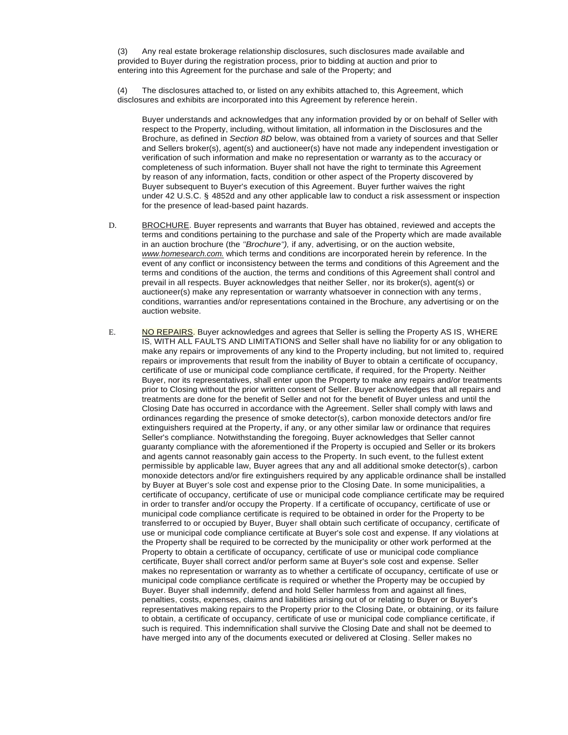(3) Any real estate brokerage relationship disclosures, such disclosures made available and provided to Buyer during the registration process, prior to bidding at auction and prior to entering into this Agreement for the purchase and sale of the Property; and

(4) The disclosures attached to, or listed on any exhibits attached to, this Agreement, which disclosures and exhibits are incorporated into this Agreement by reference herein.

Buyer understands and acknowledges that any information provided by or on behalf of Seller with respect to the Property, including, without limitation, all information in the Disclosures and the Brochure, as defined in *Section 8D* below, was obtained from a variety of sources and that Seller and Sellers broker(s), agent(s) and auctioneer(s) have not made any independent investigation or verification of such information and make no representation or warranty as to the accuracy or completeness of such information. Buyer shall not have the right to terminate this Agreement by reason of any information, facts, condition or other aspect of the Property discovered by Buyer subsequent to Buyer's execution of this Agreement. Buyer further waives the right under 42 U.S.C. § 4852d and any other applicable law to conduct a risk assessment or inspection for the presence of lead-based paint hazards.

D. BROCHURE. Buyer represents and warrants that Buyer has obtained, reviewed and accepts the terms and conditions pertaining to the purchase and sale of the Property which are made available in an auction brochure (the *"Brochure")*, if any, advertising, or on the auction website, *www.homesearch.com.* which terms and conditions are incorporated herein by reference. In the event of any conflict or inconsistency between the terms and conditions of this Agreement and the terms and conditions of the auction, the terms and conditions of this Agreement shall control and prevail in all respects. Buyer acknowledges that neither Seller, nor its broker(s), agent(s) or auctioneer(s) make any representation or warranty whatsoever in connection with any terms, conditions, warranties and/or representations contained in the Brochure, any advertising or on the auction website.

E. NO REPAIRS. Buyer acknowledges and agrees that Seller is selling the Property AS IS, WHERE IS, WITH ALL FAULTS AND LIMITATIONS and Seller shall have no liability for or any obligation to make any repairs or improvements of any kind to the Property including, but not limited to, required repairs or improvements that result from the inability of Buyer to obtain a certificate of occupancy, certificate of use or municipal code compliance certificate, if required, for the Property. Neither Buyer, nor its representatives, shall enter upon the Property to make any repairs and/or treatments prior to Closing without the prior written consent of Seller. Buyer acknowledges that all repairs and treatments are done for the benefit of Seller and not for the benefit of Buyer unless and until the Closing Date has occurred in accordance with the Agreement. Seller shall comply with laws and ordinances regarding the presence of smoke detector(s), carbon monoxide detectors and/or fire extinguishers required at the Property, if any, or any other similar law or ordinance that requires Seller's compliance. Notwithstanding the foregoing, Buyer acknowledges that Seller cannot guaranty compliance with the aforementioned if the Property is occupied and Seller or its brokers and agents cannot reasonably gain access to the Property. In such event, to the fullest extent permissible by applicable law, Buyer agrees that any and all additional smoke detector(s), carbon monoxide detectors and/or fire extinguishers required by any applicable ordinance shall be installed by Buyer at Buyer's sole cost and expense prior to the Closing Date. In some municipalities, a certificate of occupancy, certificate of use or municipal code compliance certificate may be required in order to transfer and/or occupy the Property. If a certificate of occupancy, certificate of use or municipal code compliance certificate is required to be obtained in order for the Property to be transferred to or occupied by Buyer, Buyer shall obtain such certificate of occupancy, certificate of use or municipal code compliance certificate at Buyer's sole cost and expense. If any violations at the Property shall be required to be corrected by the municipality or other work performed at the Property to obtain a certificate of occupancy, certificate of use or municipal code compliance certificate, Buyer shall correct and/or perform same at Buyer's sole cost and expense. Seller makes no representation or warranty as to whether a certificate of occupancy, certificate of use or municipal code compliance certificate is required or whether the Property may be occupied by Buyer. Buyer shall indemnify, defend and hold Seller harmless from and against all fines, penalties, costs, expenses, claims and liabilities arising out of or relating to Buyer or Buyer's representatives making repairs to the Property prior to the Closing Date, or obtaining, or its failure to obtain, a certificate of occupancy, certificate of use or municipal code compliance certificate, if such is required. This indemnification shall survive the Closing Date and shall not be deemed to have merged into any of the documents executed or delivered at Closing. Seller makes no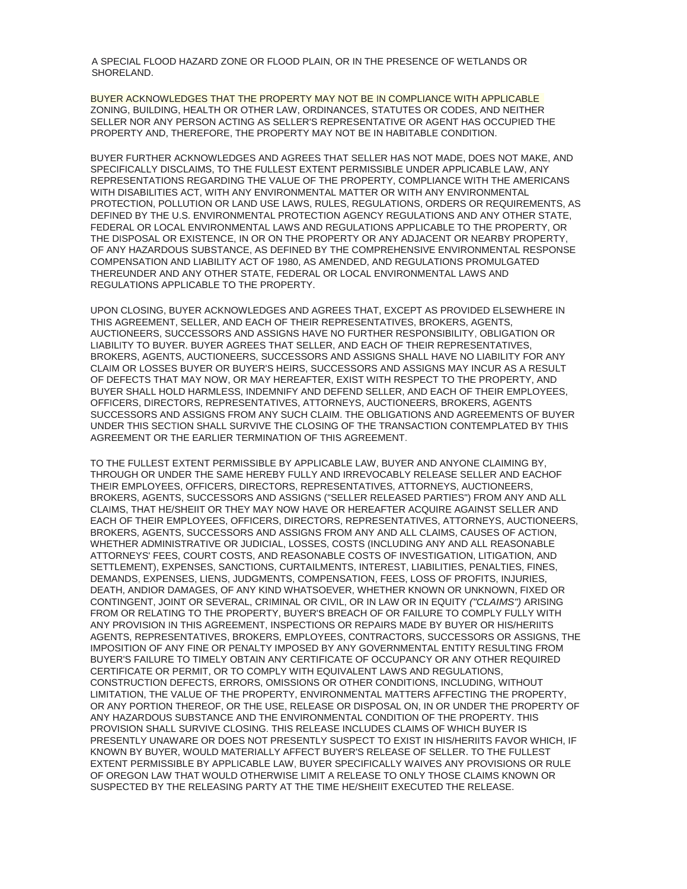A SPECIAL FLOOD HAZARD ZONE OR FLOOD PLAIN, OR IN THE PRESENCE OF WETLANDS OR SHORELAND.

BUYER ACKNOWLEDGES THAT THE PROPERTY MAY NOT BE IN COMPLIANCE WITH APPLICABLE ZONING, BUILDING, HEALTH OR OTHER LAW, ORDINANCES, STATUTES OR CODES, AND NEITHER SELLER NOR ANY PERSON ACTING AS SELLER'S REPRESENTATIVE OR AGENT HAS OCCUPIED THE PROPERTY AND, THEREFORE, THE PROPERTY MAY NOT BE IN HABITABLE CONDITION.

BUYER FURTHER ACKNOWLEDGES AND AGREES THAT SELLER HAS NOT MADE, DOES NOT MAKE, AND SPECIFICALLY DISCLAIMS, TO THE FULLEST EXTENT PERMISSIBLE UNDER APPLICABLE LAW, ANY REPRESENTATIONS REGARDING THE VALUE OF THE PROPERTY, COMPLIANCE WITH THE AMERICANS WITH DISABILITIES ACT, WITH ANY ENVIRONMENTAL MATTER OR WITH ANY ENVIRONMENTAL PROTECTION, POLLUTION OR LAND USE LAWS, RULES, REGULATIONS, ORDERS OR REQUIREMENTS, AS DEFINED BY THE U.S. ENVIRONMENTAL PROTECTION AGENCY REGULATIONS AND ANY OTHER STATE, FEDERAL OR LOCAL ENVIRONMENTAL LAWS AND REGULATIONS APPLICABLE TO THE PROPERTY, OR THE DISPOSAL OR EXISTENCE, IN OR ON THE PROPERTY OR ANY ADJACENT OR NEARBY PROPERTY, OF ANY HAZARDOUS SUBSTANCE, AS DEFINED BY THE COMPREHENSIVE ENVIRONMENTAL RESPONSE COMPENSATION AND LIABILITY ACT OF 1980, AS AMENDED, AND REGULATIONS PROMULGATED THEREUNDER AND ANY OTHER STATE, FEDERAL OR LOCAL ENVIRONMENTAL LAWS AND REGULATIONS APPLICABLE TO THE PROPERTY.

UPON CLOSING, BUYER ACKNOWLEDGES AND AGREES THAT, EXCEPT AS PROVIDED ELSEWHERE IN THIS AGREEMENT, SELLER, AND EACH OF THEIR REPRESENTATIVES, BROKERS, AGENTS, AUCTIONEERS, SUCCESSORS AND ASSIGNS HAVE NO FURTHER RESPONSIBILITY, OBLIGATION OR LIABILITY TO BUYER. BUYER AGREES THAT SELLER, AND EACH OF THEIR REPRESENTATIVES, BROKERS, AGENTS, AUCTIONEERS, SUCCESSORS AND ASSIGNS SHALL HAVE NO LIABILITY FOR ANY CLAIM OR LOSSES BUYER OR BUYER'S HEIRS, SUCCESSORS AND ASSIGNS MAY INCUR AS A RESULT OF DEFECTS THAT MAY NOW, OR MAY HEREAFTER, EXIST WITH RESPECT TO THE PROPERTY, AND BUYER SHALL HOLD HARMLESS, INDEMNIFY AND DEFEND SELLER, AND EACH OF THEIR EMPLOYEES, OFFICERS, DIRECTORS, REPRESENTATIVES, ATTORNEYS, AUCTIONEERS, BROKERS, AGENTS SUCCESSORS AND ASSIGNS FROM ANY SUCH CLAIM. THE OBLIGATIONS AND AGREEMENTS OF BUYER UNDER THIS SECTION SHALL SURVIVE THE CLOSING OF THE TRANSACTION CONTEMPLATED BY THIS AGREEMENT OR THE EARLIER TERMINATION OF THIS AGREEMENT.

TO THE FULLEST EXTENT PERMISSIBLE BY APPLICABLE LAW, BUYER AND ANYONE CLAIMING BY, THROUGH OR UNDER THE SAME HEREBY FULLY AND IRREVOCABLY RELEASE SELLER AND EACHOF THEIR EMPLOYEES, OFFICERS, DIRECTORS, REPRESENTATIVES, ATTORNEYS, AUCTIONEERS, BROKERS, AGENTS, SUCCESSORS AND ASSIGNS ("SELLER RELEASED PARTIES") FROM ANY AND ALL CLAIMS, THAT HE/SHEIIT OR THEY MAY NOW HAVE OR HEREAFTER ACQUIRE AGAINST SELLER AND EACH OF THEIR EMPLOYEES, OFFICERS, DIRECTORS, REPRESENTATIVES, ATTORNEYS, AUCTIONEERS, BROKERS, AGENTS, SUCCESSORS AND ASSIGNS FROM ANY AND ALL CLAIMS, CAUSES OF ACTION, WHETHER ADMINISTRATIVE OR JUDICIAL, LOSSES, COSTS (INCLUDING ANY AND ALL REASONABLE ATTORNEYS' FEES, COURT COSTS, AND REASONABLE COSTS OF INVESTIGATION, LITIGATION, AND SETTLEMENT), EXPENSES, SANCTIONS, CURTAILMENTS, INTEREST, LIABILITIES, PENALTIES, FINES, DEMANDS, EXPENSES, LIENS, JUDGMENTS, COMPENSATION, FEES, LOSS OF PROFITS, INJURIES, DEATH, ANDIOR DAMAGES, OF ANY KIND WHATSOEVER, WHETHER KNOWN OR UNKNOWN, FIXED OR CONTINGENT, JOINT OR SEVERAL, CRIMINAL OR CIVIL, OR IN LAW OR IN EQUITY *("CLAIMS")* ARISING FROM OR RELATING TO THE PROPERTY, BUYER'S BREACH OF OR FAILURE TO COMPLY FULLY WITH ANY PROVISION IN THIS AGREEMENT, INSPECTIONS OR REPAIRS MADE BY BUYER OR HIS/HERIITS AGENTS, REPRESENTATIVES, BROKERS, EMPLOYEES, CONTRACTORS, SUCCESSORS OR ASSIGNS, THE IMPOSITION OF ANY FINE OR PENALTY IMPOSED BY ANY GOVERNMENTAL ENTITY RESULTING FROM BUYER'S FAILURE TO TIMELY OBTAIN ANY CERTIFICATE OF OCCUPANCY OR ANY OTHER REQUIRED CERTIFICATE OR PERMIT, OR TO COMPLY WITH EQUIVALENT LAWS AND REGULATIONS, CONSTRUCTION DEFECTS, ERRORS, OMISSIONS OR OTHER CONDITIONS, INCLUDING, WITHOUT LIMITATION, THE VALUE OF THE PROPERTY, ENVIRONMENTAL MATTERS AFFECTING THE PROPERTY, OR ANY PORTION THEREOF, OR THE USE, RELEASE OR DISPOSAL ON, IN OR UNDER THE PROPERTY OF ANY HAZARDOUS SUBSTANCE AND THE ENVIRONMENTAL CONDITION OF THE PROPERTY. THIS PROVISION SHALL SURVIVE CLOSING. THIS RELEASE INCLUDES CLAIMS OF WHICH BUYER IS PRESENTLY UNAWARE OR DOES NOT PRESENTLY SUSPECT TO EXIST IN HIS/HERIITS FAVOR WHICH, IF KNOWN BY BUYER, WOULD MATERIALLY AFFECT BUYER'S RELEASE OF SELLER. TO THE FULLEST EXTENT PERMISSIBLE BY APPLICABLE LAW, BUYER SPECIFICALLY WAIVES ANY PROVISIONS OR RULE OF OREGON LAW THAT WOULD OTHERWISE LIMIT A RELEASE TO ONLY THOSE CLAIMS KNOWN OR SUSPECTED BY THE RELEASING PARTY AT THE TIME HE/SHEIIT EXECUTED THE RELEASE.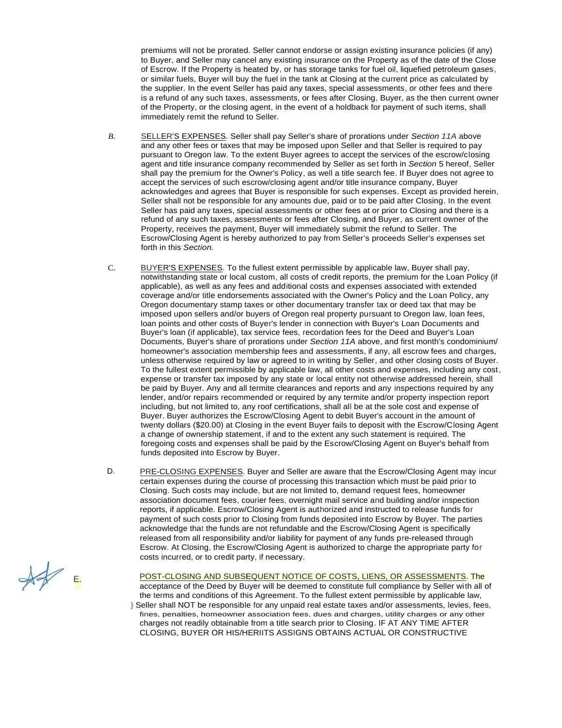premiums will not be prorated. Seller cannot endorse or assign existing insurance policies (if any) to Buyer, and Seller may cancel any existing insurance on the Property as of the date of the Close of Escrow. If the Property is heated by, or has storage tanks for fuel oil, liquefied petroleum gases, or similar fuels, Buyer will buy the fuel in the tank at Closing at the current price as calculated by the supplier. In the event Seller has paid any taxes, special assessments, or other fees and there is a refund of any such taxes, assessments, or fees after Closing, Buyer, as the then current owner of the Property, or the closing agent, in the event of a holdback for payment of such items, shall immediately remit the refund to Seller.

*B.* SELLER'S EXPENSES. Seller shall pay Seller's share of prorations under *Section 11A* above and any other fees or taxes that may be imposed upon Seller and that Seller is required to pay pursuant to Oregon law. To the extent Buyer agrees to accept the services of the escrow/closing agent and title insurance company recommended by Seller as set forth in *Section* 5 hereof, Seller shall pay the premium for the Owner's Policy, as well a title search fee. If Buyer does not agree to accept the services of such escrow/closing agent and/or title insurance company, Buyer acknowledges and agrees that Buyer is responsible for such expenses. Except as provided herein, Seller shall not be responsible for any amounts due, paid or to be paid after Closing. In the event Seller has paid any taxes, special assessments or other fees at or prior to Closing and there is a refund of any such taxes, assessments or fees after Closing, and Buyer, as current owner of the Property, receives the payment, Buyer will immediately submit the refund to Seller. The Escrow/Closing Agent is hereby authorized to pay from Seller's proceeds Seller's expenses set forth in this *Section.*

C. BUYER'S EXPENSES. To the fullest extent permissible by applicable law, Buyer shall pay, notwithstanding state or local custom, all costs of credit reports, the premium for the Loan Policy (if applicable), as well as any fees and additional costs and expenses associated with extended coverage and/or title endorsements associated with the Owner's Policy and the Loan Policy, any Oregon documentary stamp taxes or other documentary transfer tax or deed tax that may be imposed upon sellers and/or buyers of Oregon real property pursuant to Oregon law, loan fees, loan points and other costs of Buyer's lender in connection with Buyer's Loan Documents and Buyer's loan (if applicable), tax service fees, recordation fees for the Deed and Buyer's Loan Documents, Buyer's share of prorations under *Section 11A* above, and first month's condominium/ homeowner's association membership fees and assessments, if any, all escrow fees and charges, unless otherwise required by law or agreed to in writing by Seller, and other closing costs of Buyer. To the fullest extent permissible by applicable law, all other costs and expenses, including any cost, expense or transfer tax imposed by any state or local entity not otherwise addressed herein, shall be paid by Buyer. Any and all termite clearances and reports and any inspections required by any lender, and/or repairs recommended or required by any termite and/or property inspection report including, but not limited to, any roof certifications, shall all be at the sole cost and expense of Buyer. Buyer authorizes the Escrow/Closing Agent to debit Buyer's account in the amount of twenty dollars ($20.00) at Closing in the event Buyer fails to deposit with the Escrow/Closing Agent a change of ownership statement, if and to the extent any such statement is required. The foregoing costs and expenses shall be paid by the Escrow/Closing Agent on Buyer's behalf from funds deposited into Escrow by Buyer.

D. PRE-CLOSING EXPENSES. Buyer and Seller are aware that the Escrow/Closing Agent may incur certain expenses during the course of processing this transaction which must be paid prior to Closing. Such costs may include, but are not limited to, demand request fees, homeowner association document fees, courier fees, overnight mail service and building and/or inspection reports, if applicable. Escrow/Closing Agent is authorized and instructed to release funds for payment of such costs prior to Closing from funds deposited into Escrow by Buyer. The parties acknowledge that the funds are not refundable and the Escrow/Closing Agent is specifically released from all responsibility and/or liability for payment of any funds pre-released through Escrow. At Closing, the Escrow/Closing Agent is authorized to charge the appropriate party for costs incurred, or to credit party, if necessary.

E. POST-CLOSING AND SUBSEQUENT NOTICE OF COSTS, LIENS, OR ASSESSMENTS. The acceptance of the Deed by Buyer will be deemed to constitute full compliance by Seller with all of the terms and conditions of this Agreement. To the fullest extent permissible by applicable law, Seller shall NOT be responsible for any unpaid real estate taxes and/or assessments, levies, fees, fines, penalties, homeowner association fees, dues and charges, utility charges or any other charges not readily obtainable from a title search prior to Closing. IF AT ANY TIME AFTER CLOSING, BUYER OR HIS/HERIITS ASSIGNS OBTAINS ACTUAL OR CONSTRUCTIVE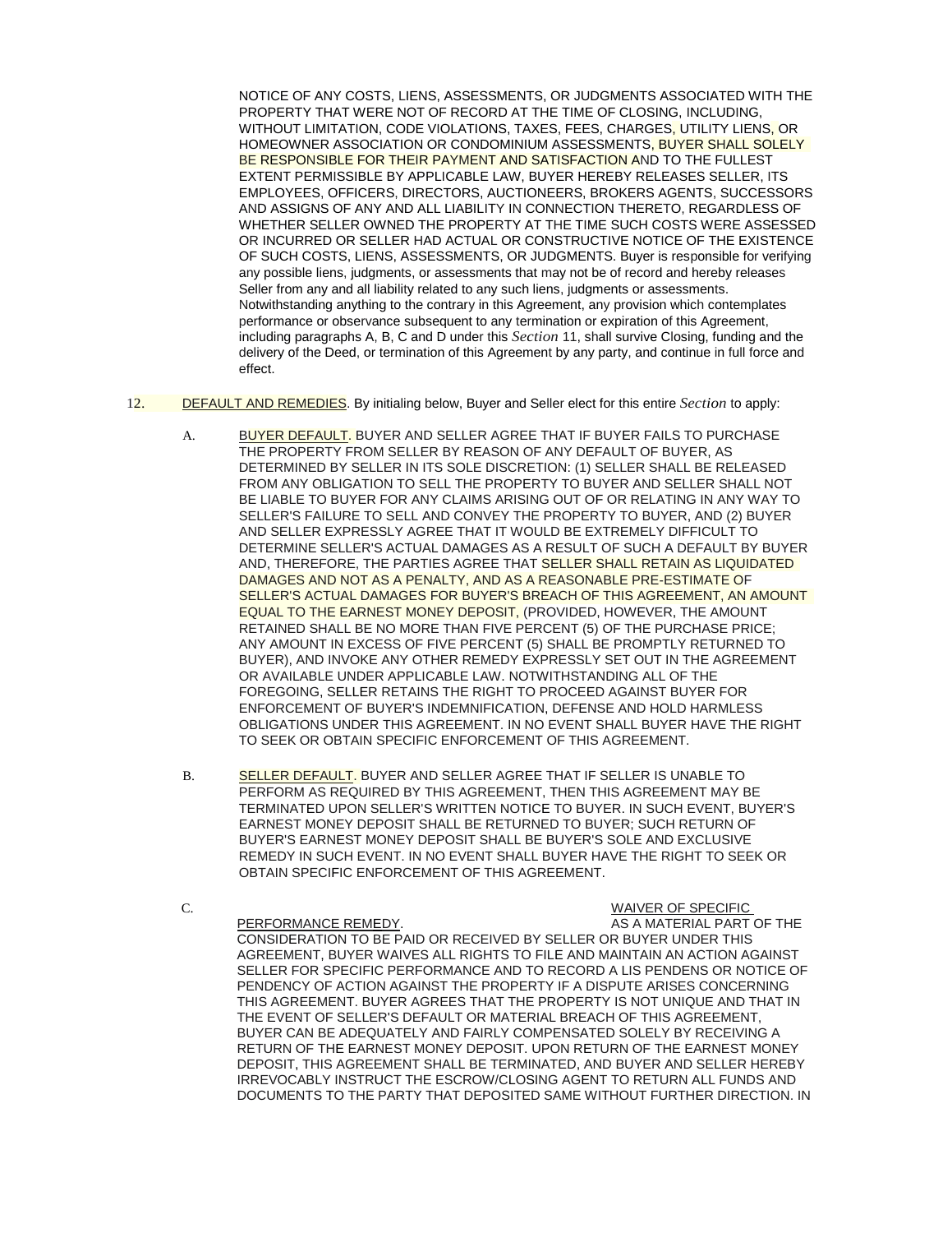NOTICE OF ANY COSTS, LIENS, ASSESSMENTS, OR JUDGMENTS ASSOCIATED WITH THE PROPERTY THAT WERE NOT OF RECORD AT THE TIME OF CLOSING, INCLUDING, WITHOUT LIMITATION, CODE VIOLATIONS, TAXES, FEES, CHARGES, UTILITY LIENS, OR HOMEOWNER ASSOCIATION OR CONDOMINIUM ASSESSMENTS, BUYER SHALL SOLELY BE RESPONSIBLE FOR THEIR PAYMENT AND SATISFACTION AND TO THE FULLEST EXTENT PERMISSIBLE BY APPLICABLE LAW, BUYER HEREBY RELEASES SELLER, ITS EMPLOYEES, OFFICERS, DIRECTORS, AUCTIONEERS, BROKERS AGENTS, SUCCESSORS AND ASSIGNS OF ANY AND ALL LIABILITY IN CONNECTION THERETO, REGARDLESS OF WHETHER SELLER OWNED THE PROPERTY AT THE TIME SUCH COSTS WERE ASSESSED OR INCURRED OR SELLER HAD ACTUAL OR CONSTRUCTIVE NOTICE OF THE EXISTENCE OF SUCH COSTS, LIENS, ASSESSMENTS, OR JUDGMENTS. Buyer is responsible for verifying any possible liens, judgments, or assessments that may not be of record and hereby releases Seller from any and all liability related to any such liens, judgments or assessments. Notwithstanding anything to the contrary in this Agreement, any provision which contemplates performance or observance subsequent to any termination or expiration of this Agreement, including paragraphs A, B, C and D under this *Section* 11, shall survive Closing, funding and the delivery of the Deed, or termination of this Agreement by any party, and continue in full force and effect.

12. DEFAULT AND REMEDIES. By initialing below, Buyer and Seller elect for this entire *Section* to apply:

A. BUYER DEFAULT. BUYER AND SELLER AGREE THAT IF BUYER FAILS TO PURCHASE THE PROPERTY FROM SELLER BY REASON OF ANY DEFAULT OF BUYER, AS DETERMINED BY SELLER IN ITS SOLE DISCRETION: (1) SELLER SHALL BE RELEASED FROM ANY OBLIGATION TO SELL THE PROPERTY TO BUYER AND SELLER SHALL NOT BE LIABLE TO BUYER FOR ANY CLAIMS ARISING OUT OF OR RELATING IN ANY WAY TO SELLER'S FAILURE TO SELL AND CONVEY THE PROPERTY TO BUYER, AND (2) BUYER AND SELLER EXPRESSLY AGREE THAT IT WOULD BE EXTREMELY DIFFICULT TO DETERMINE SELLER'S ACTUAL DAMAGES AS A RESULT OF SUCH A DEFAULT BY BUYER AND, THEREFORE, THE PARTIES AGREE THAT SELLER SHALL RETAIN AS LIQUIDATED DAMAGES AND NOT AS A PENALTY, AND AS A REASONABLE PRE-ESTIMATE OF SELLER'S ACTUAL DAMAGES FOR BUYER'S BREACH OF THIS AGREEMENT, AN AMOUNT EQUAL TO THE EARNEST MONEY DEPOSIT, (PROVIDED, HOWEVER, THE AMOUNT RETAINED SHALL BE NO MORE THAN FIVE PERCENT (5) OF THE PURCHASE PRICE; ANY AMOUNT IN EXCESS OF FIVE PERCENT (5) SHALL BE PROMPTLY RETURNED TO BUYER), AND INVOKE ANY OTHER REMEDY EXPRESSLY SET OUT IN THE AGREEMENT OR AVAILABLE UNDER APPLICABLE LAW. NOTWITHSTANDING ALL OF THE FOREGOING, SELLER RETAINS THE RIGHT TO PROCEED AGAINST BUYER FOR ENFORCEMENT OF BUYER'S INDEMNIFICATION, DEFENSE AND HOLD HARMLESS OBLIGATIONS UNDER THIS AGREEMENT. IN NO EVENT SHALL BUYER HAVE THE RIGHT TO SEEK OR OBTAIN SPECIFIC ENFORCEMENT OF THIS AGREEMENT.

B. SELLER DEFAULT. BUYER AND SELLER AGREE THAT IF SELLER IS UNABLE TO PERFORM AS REQUIRED BY THIS AGREEMENT, THEN THIS AGREEMENT MAY BE TERMINATED UPON SELLER'S WRITTEN NOTICE TO BUYER. IN SUCH EVENT, BUYER'S EARNEST MONEY DEPOSIT SHALL BE RETURNED TO BUYER; SUCH RETURN OF BUYER'S EARNEST MONEY DEPOSIT SHALL BE BUYER'S SOLE AND EXCLUSIVE REMEDY IN SUCH EVENT. IN NO EVENT SHALL BUYER HAVE THE RIGHT TO SEEK OR OBTAIN SPECIFIC ENFORCEMENT OF THIS AGREEMENT.

C. WAIVER OF SPECIFIC PERFORMANCE REMEDY. AS A MATERIAL PART OF THE CONSIDERATION TO BE PAID OR RECEIVED BY SELLER OR BUYER UNDER THIS AGREEMENT, BUYER WAIVES ALL RIGHTS TO FILE AND MAINTAIN AN ACTION AGAINST SELLER FOR SPECIFIC PERFORMANCE AND TO RECORD A LIS PENDENS OR NOTICE OF PENDENCY OF ACTION AGAINST THE PROPERTY IF A DISPUTE ARISES CONCERNING THIS AGREEMENT. BUYER AGREES THAT THE PROPERTY IS NOT UNIQUE AND THAT IN THE EVENT OF SELLER'S DEFAULT OR MATERIAL BREACH OF THIS AGREEMENT, BUYER CAN BE ADEQUATELY AND FAIRLY COMPENSATED SOLELY BY RECEIVING A RETURN OF THE EARNEST MONEY DEPOSIT. UPON RETURN OF THE EARNEST MONEY DEPOSIT, THIS AGREEMENT SHALL BE TERMINATED, AND BUYER AND SELLER HEREBY IRREVOCABLY INSTRUCT THE ESCROW/CLOSING AGENT TO RETURN ALL FUNDS AND DOCUMENTS TO THE PARTY THAT DEPOSITED SAME WITHOUT FURTHER DIRECTION. IN